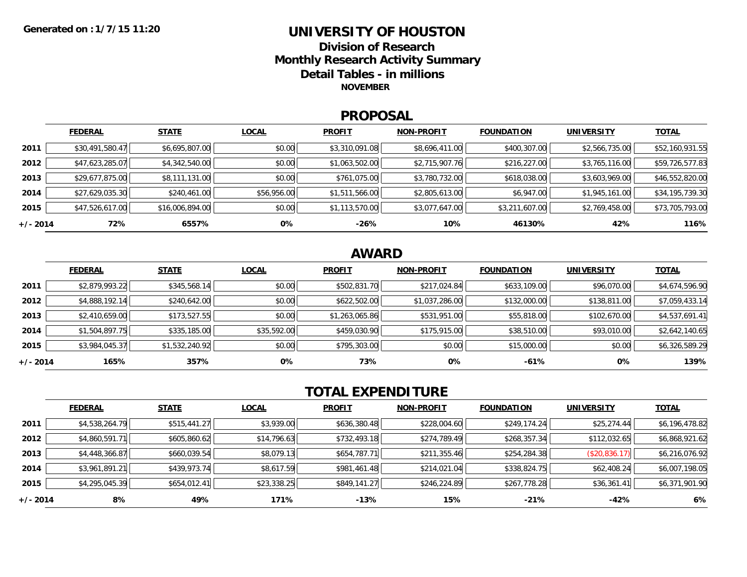Generated on : 1/7/15 11:20

# UNIVERSITY OF HOUSTON

## Division of Research

## Monthly Research Activity Summary

## Detail Tables - in millions

**NOVEMBER**

## PROPOSAL

| | FEDERAL | STATE | LOCAL | PROFIT | NON-PROFIT | FOUNDATION | UNIVERSITY | TOTAL |
|---|---|---|---|---|---|---|---|---|
| 2011 | $30,491,580.47 | $6,695,807.00 | $0.00 | $3,310,091.08 | $8,696,411.00 | $400,307.00 | $2,566,735.00 | $52,160,931.55 |
| 2012 | $47,623,285.07 | $4,342,540.00 | $0.00 | $1,063,502.00 | $2,715,907.76 | $216,227.00 | $3,765,116.00 | $59,726,577.83 |
| 2013 | $29,677,875.00 | $8,111,131.00 | $0.00 | $761,075.00 | $3,780,732.00 | $618,038.00 | $3,603,969.00 | $46,552,820.00 |
| 2014 | $27,629,035.30 | $240,461.00 | $56,956.00 | $1,511,566.00 | $2,805,613.00 | $6,947.00 | $1,945,161.00 | $34,195,739.30 |
| 2015 | $47,526,617.00 | $16,006,894.00 | $0.00 | $1,113,570.00 | $3,077,647.00 | $3,211,607.00 | $2,769,458.00 | $73,705,793.00 |
| +/- 2014 | 72% | 6557% | 0% | -26% | 10% | 46130% | 42% | 116% |

## AWARD

| | FEDERAL | STATE | LOCAL | PROFIT | NON-PROFIT | FOUNDATION | UNIVERSITY | TOTAL |
|---|---|---|---|---|---|---|---|---|
| 2011 | $2,879,993.22 | $345,568.14 | $0.00 | $502,831.70 | $217,024.84 | $633,109.00 | $96,070.00 | $4,674,596.90 |
| 2012 | $4,888,192.14 | $240,642.00 | $0.00 | $622,502.00 | $1,037,286.00 | $132,000.00 | $138,811.00 | $7,059,433.14 |
| 2013 | $2,410,659.00 | $173,527.55 | $0.00 | $1,263,065.86 | $531,951.00 | $55,818.00 | $102,670.00 | $4,537,691.41 |
| 2014 | $1,504,897.75 | $335,185.00 | $35,592.00 | $459,030.90 | $175,915.00 | $38,510.00 | $93,010.00 | $2,642,140.65 |
| 2015 | $3,984,045.37 | $1,532,240.92 | $0.00 | $795,303.00 | $0.00 | $15,000.00 | $0.00 | $6,326,589.29 |
| +/- 2014 | 165% | 357% | 0% | 73% | 0% | -61% | 0% | 139% |

## TOTAL EXPENDITURE

| | FEDERAL | STATE | LOCAL | PROFIT | NON-PROFIT | FOUNDATION | UNIVERSITY | TOTAL |
|---|---|---|---|---|---|---|---|---|
| 2011 | $4,538,264.79 | $515,441.27 | $3,939.00 | $636,380.48 | $228,004.60 | $249,174.24 | $25,274.44 | $6,196,478.82 |
| 2012 | $4,860,591.71 | $605,860.62 | $14,796.63 | $732,493.18 | $274,789.49 | $268,357.34 | $112,032.65 | $6,868,921.62 |
| 2013 | $4,448,366.87 | $660,039.54 | $8,079.13 | $654,787.71 | $211,355.46 | $254,284.38 | ($20,836.17) | $6,216,076.92 |
| 2014 | $3,961,891.21 | $439,973.74 | $8,617.59 | $981,461.48 | $214,021.04 | $338,824.75 | $62,408.24 | $6,007,198.05 |
| 2015 | $4,295,045.39 | $654,012.41 | $23,338.25 | $849,141.27 | $246,224.89 | $267,778.28 | $36,361.41 | $6,371,901.90 |
| +/- 2014 | 8% | 49% | 171% | -13% | 15% | -21% | -42% | 6% |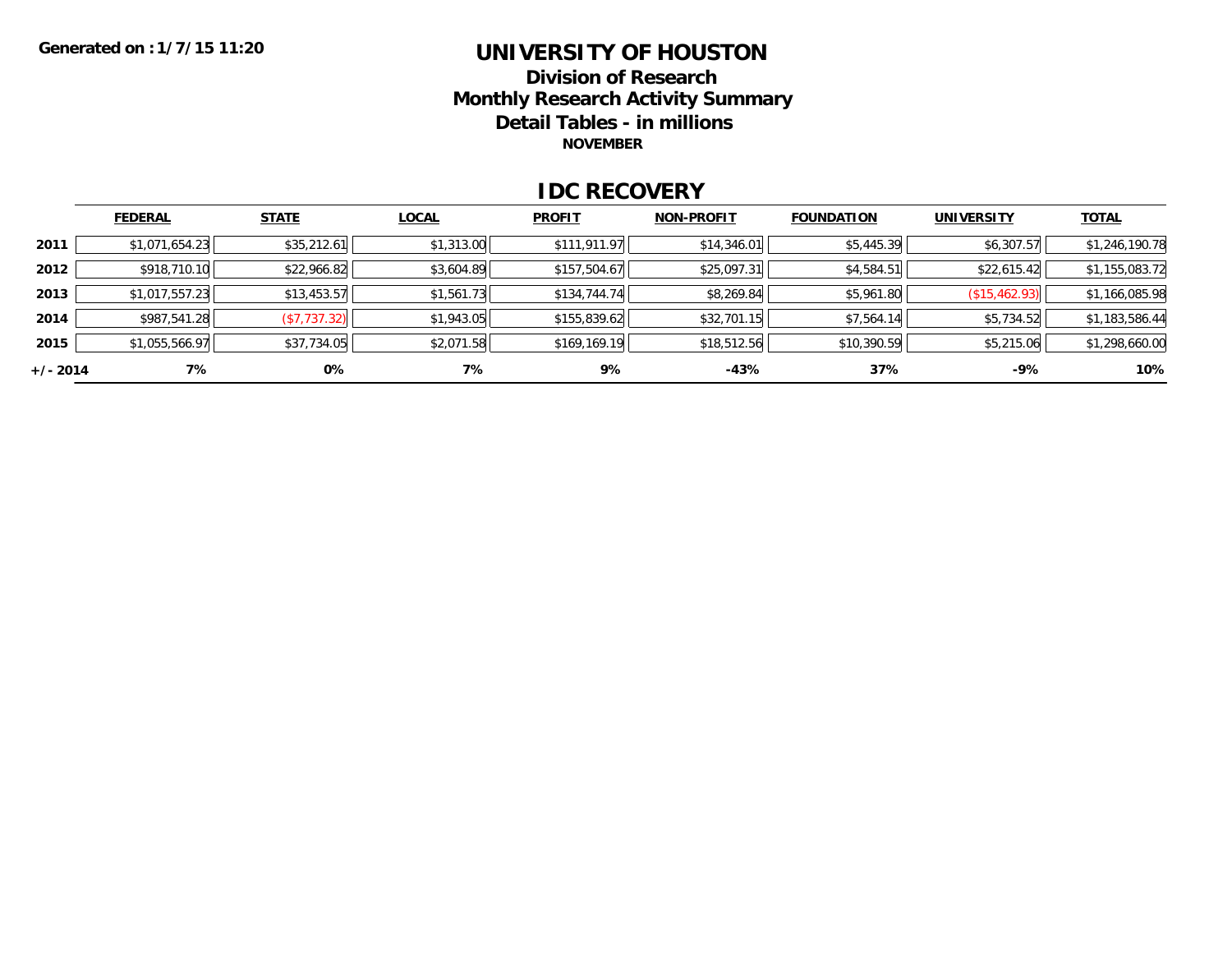Generated on : 1/7/15 11:20

# UNIVERSITY OF HOUSTON

## Division of Research

## Monthly Research Activity Summary

## Detail Tables - in millions

**NOVEMBER**

## IDC RECOVERY

| | FEDERAL | STATE | LOCAL | PROFIT | NON-PROFIT | FOUNDATION | UNIVERSITY | TOTAL |
|---|---|---|---|---|---|---|---|---|
| **2011** | $1,071,654.23 | $35,212.61 | $1,313.00 | $111,911.97 | $14,346.01 | $5,445.39 | $6,307.57 | $1,246,190.78 |
| **2012** | $918,710.10 | $22,966.82 | $3,604.89 | $157,504.67 | $25,097.31 | $4,584.51 | $22,615.42 | $1,155,083.72 |
| **2013** | $1,017,557.23 | $13,453.57 | $1,561.73 | $134,744.74 | $8,269.84 | $5,961.80 | ($15,462.93) | $1,166,085.98 |
| **2014** | $987,541.28 | ($7,737.32) | $1,943.05 | $155,839.62 | $32,701.15 | $7,564.14 | $5,734.52 | $1,183,586.44 |
| **2015** | $1,055,566.97 | $37,734.05 | $2,071.58 | $169,169.19 | $18,512.56 | $10,390.59 | $5,215.06 | $1,298,660.00 |
| **+/- 2014** | **7%** | **0%** | **7%** | **9%** | **-43%** | **37%** | **-9%** | **10%** |